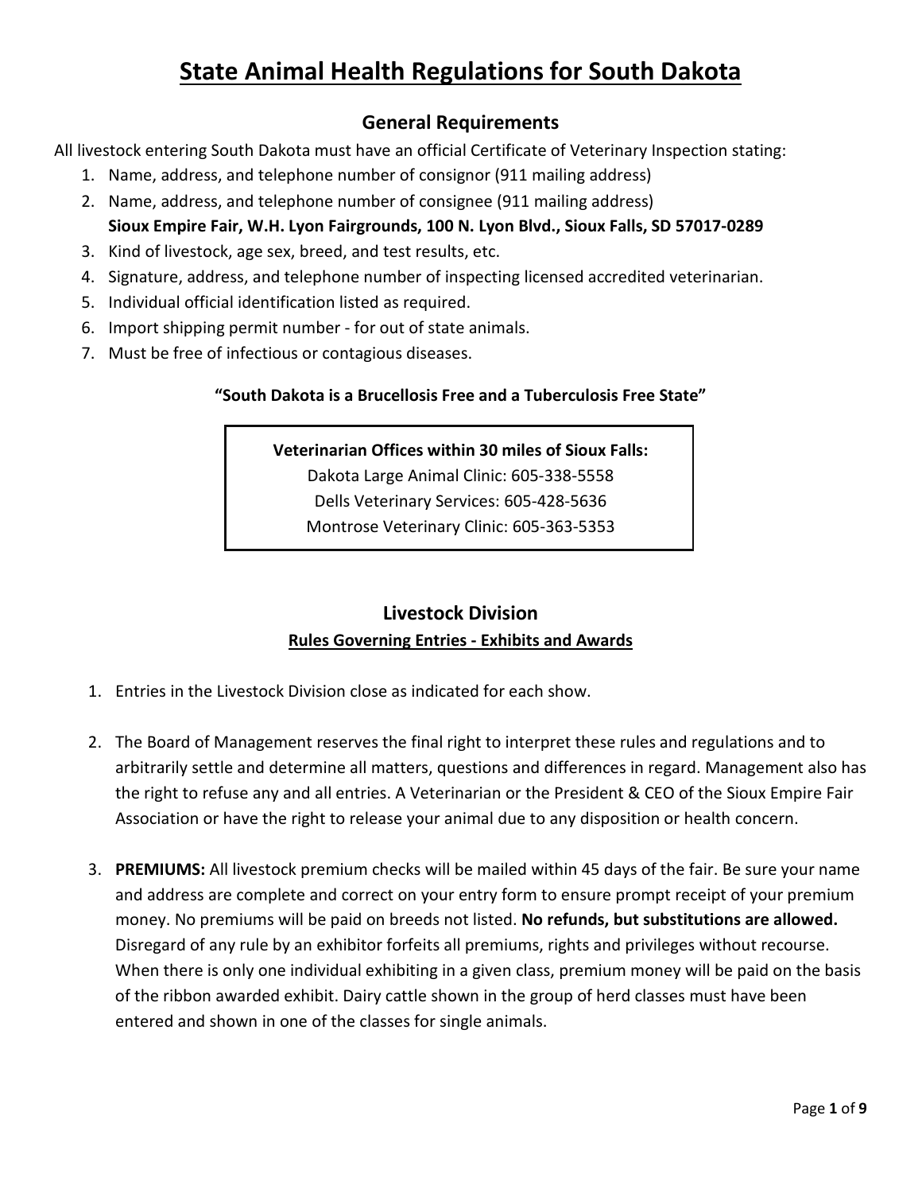# State Animal Health Regulations for South Dakota

## General Requirements

All livestock entering South Dakota must have an official Certificate of Veterinary Inspection stating:

1. Name, address, and telephone number of consignor (911 mailing address)
2. Name, address, and telephone number of consignee (911 mailing address)
   **Sioux Empire Fair, W.H. Lyon Fairgrounds, 100 N. Lyon Blvd., Sioux Falls, SD 57017-0289**
3. Kind of livestock, age sex, breed, and test results, etc.
4. Signature, address, and telephone number of inspecting licensed accredited veterinarian.
5. Individual official identification listed as required.
6. Import shipping permit number - for out of state animals.
7. Must be free of infectious or contagious diseases.

**"South Dakota is a Brucellosis Free and a Tuberculosis Free State"**

**Veterinarian Offices within 30 miles of Sioux Falls:**

Dakota Large Animal Clinic: 605-338-5558

Dells Veterinary Services: 605-428-5636

Montrose Veterinary Clinic: 605-363-5353

## Livestock Division

### Rules Governing Entries - Exhibits and Awards

1. Entries in the Livestock Division close as indicated for each show.

2. The Board of Management reserves the final right to interpret these rules and regulations and to arbitrarily settle and determine all matters, questions and differences in regard. Management also has the right to refuse any and all entries. A Veterinarian or the President & CEO of the Sioux Empire Fair Association or have the right to release your animal due to any disposition or health concern.

3. **PREMIUMS:** All livestock premium checks will be mailed within 45 days of the fair. Be sure your name and address are complete and correct on your entry form to ensure prompt receipt of your premium money. No premiums will be paid on breeds not listed. **No refunds, but substitutions are allowed.** Disregard of any rule by an exhibitor forfeits all premiums, rights and privileges without recourse. When there is only one individual exhibiting in a given class, premium money will be paid on the basis of the ribbon awarded exhibit. Dairy cattle shown in the group of herd classes must have been entered and shown in one of the classes for single animals.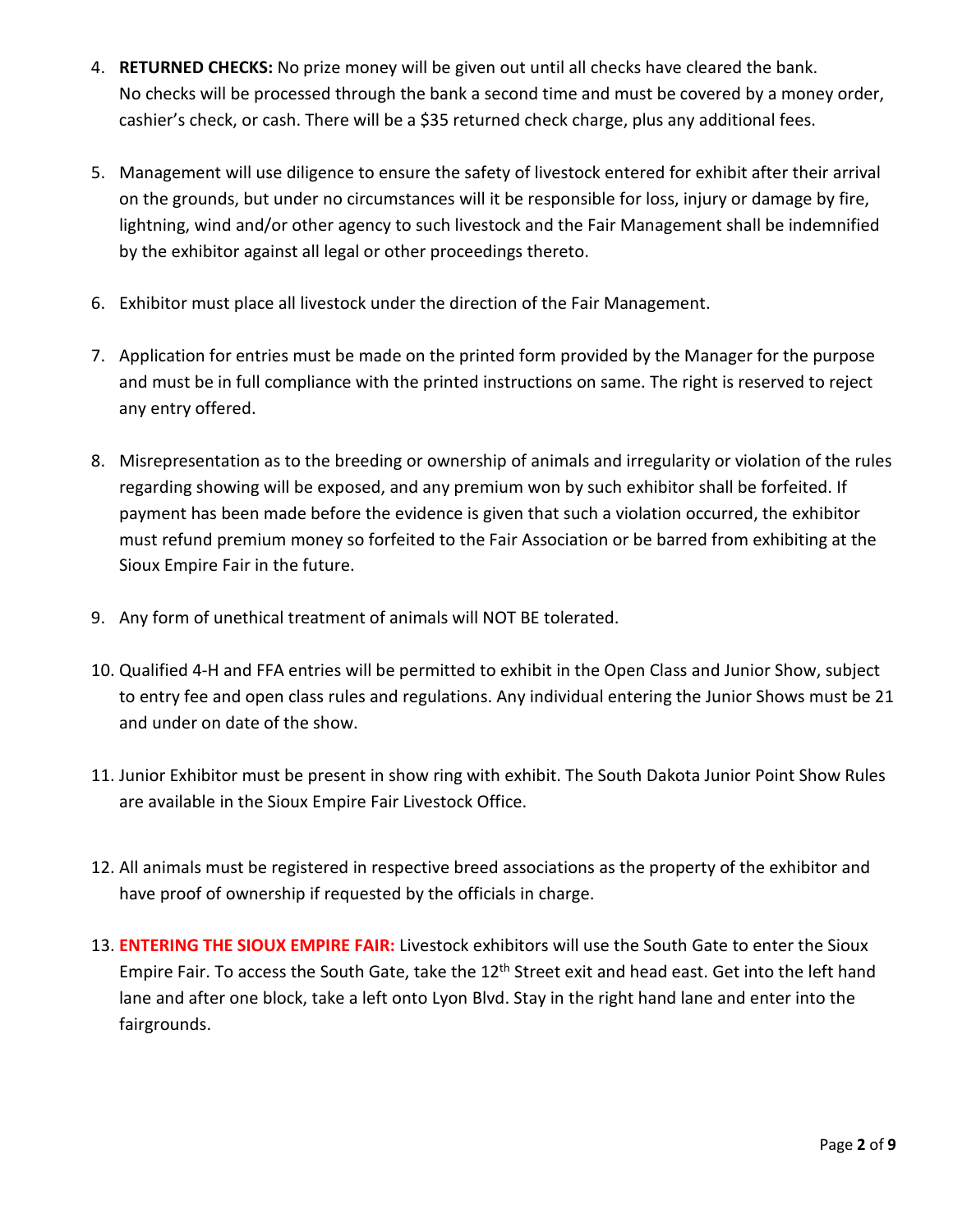4. **RETURNED CHECKS:** No prize money will be given out until all checks have cleared the bank. No checks will be processed through the bank a second time and must be covered by a money order, cashier's check, or cash. There will be a $35 returned check charge, plus any additional fees.

5. Management will use diligence to ensure the safety of livestock entered for exhibit after their arrival on the grounds, but under no circumstances will it be responsible for loss, injury or damage by fire, lightning, wind and/or other agency to such livestock and the Fair Management shall be indemnified by the exhibitor against all legal or other proceedings thereto.

6. Exhibitor must place all livestock under the direction of the Fair Management.

7. Application for entries must be made on the printed form provided by the Manager for the purpose and must be in full compliance with the printed instructions on same. The right is reserved to reject any entry offered.

8. Misrepresentation as to the breeding or ownership of animals and irregularity or violation of the rules regarding showing will be exposed, and any premium won by such exhibitor shall be forfeited. If payment has been made before the evidence is given that such a violation occurred, the exhibitor must refund premium money so forfeited to the Fair Association or be barred from exhibiting at the Sioux Empire Fair in the future.

9. Any form of unethical treatment of animals will NOT BE tolerated.

10. Qualified 4-H and FFA entries will be permitted to exhibit in the Open Class and Junior Show, subject to entry fee and open class rules and regulations. Any individual entering the Junior Shows must be 21 and under on date of the show.

11. Junior Exhibitor must be present in show ring with exhibit. The South Dakota Junior Point Show Rules are available in the Sioux Empire Fair Livestock Office.

12. All animals must be registered in respective breed associations as the property of the exhibitor and have proof of ownership if requested by the officials in charge.

13. **ENTERING THE SIOUX EMPIRE FAIR:** Livestock exhibitors will use the South Gate to enter the Sioux Empire Fair. To access the South Gate, take the 12th Street exit and head east. Get into the left hand lane and after one block, take a left onto Lyon Blvd. Stay in the right hand lane and enter into the fairgrounds.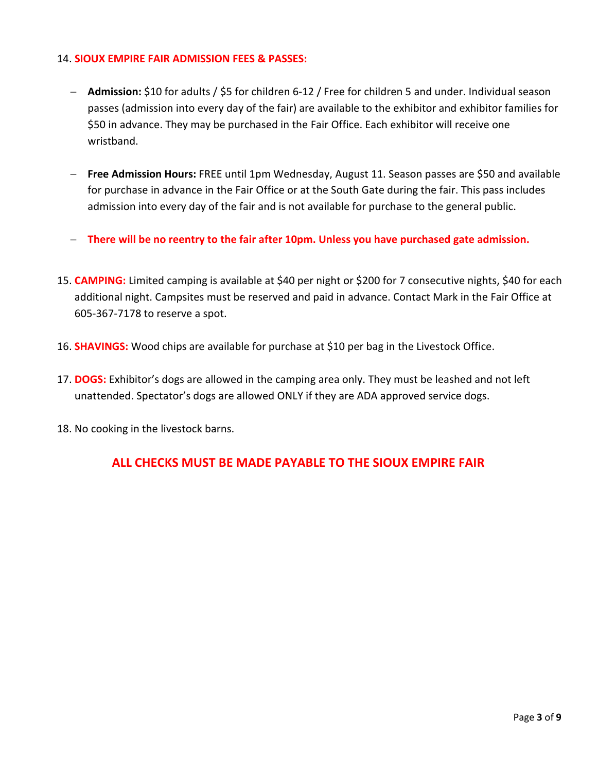14. **SIOUX EMPIRE FAIR ADMISSION FEES & PASSES:**

    - **Admission:** $10 for adults / $5 for children 6-12 / Free for children 5 and under. Individual season passes (admission into every day of the fair) are available to the exhibitor and exhibitor families for $50 in advance. They may be purchased in the Fair Office. Each exhibitor will receive one wristband.

    - **Free Admission Hours:** FREE until 1pm Wednesday, August 11. Season passes are $50 and available for purchase in advance in the Fair Office or at the South Gate during the fair. This pass includes admission into every day of the fair and is not available for purchase to the general public.

    - **There will be no reentry to the fair after 10pm. Unless you have purchased gate admission.**

15. **CAMPING:** Limited camping is available at $40 per night or $200 for 7 consecutive nights, $40 for each additional night. Campsites must be reserved and paid in advance. Contact Mark in the Fair Office at 605-367-7178 to reserve a spot.

16. **SHAVINGS:** Wood chips are available for purchase at $10 per bag in the Livestock Office.

17. **DOGS:** Exhibitor's dogs are allowed in the camping area only. They must be leashed and not left unattended. Spectator's dogs are allowed ONLY if they are ADA approved service dogs.

18. No cooking in the livestock barns.

**ALL CHECKS MUST BE MADE PAYABLE TO THE SIOUX EMPIRE FAIR**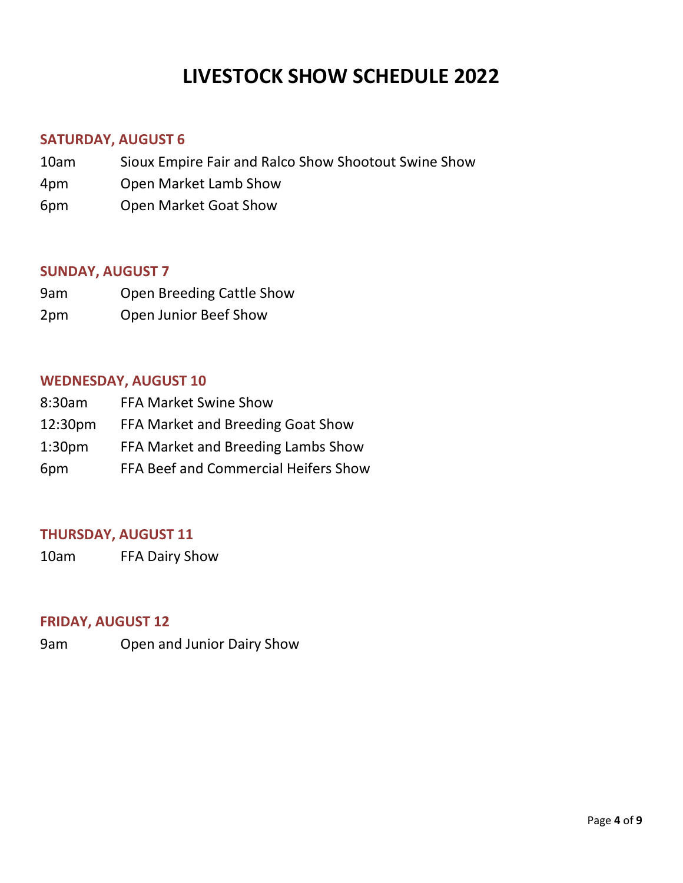# LIVESTOCK SHOW SCHEDULE 2022

## SATURDAY, AUGUST 6

| | |
|---|---|
| 10am | Sioux Empire Fair and Ralco Show Shootout Swine Show |
| 4pm | Open Market Lamb Show |
| 6pm | Open Market Goat Show |

## SUNDAY, AUGUST 7

| | |
|---|---|
| 9am | Open Breeding Cattle Show |
| 2pm | Open Junior Beef Show |

## WEDNESDAY, AUGUST 10

| | |
|---|---|
| 8:30am | FFA Market Swine Show |
| 12:30pm | FFA Market and Breeding Goat Show |
| 1:30pm | FFA Market and Breeding Lambs Show |
| 6pm | FFA Beef and Commercial Heifers Show |

## THURSDAY, AUGUST 11

| | |
|---|---|
| 10am | FFA Dairy Show |

## FRIDAY, AUGUST 12

| | |
|---|---|
| 9am | Open and Junior Dairy Show |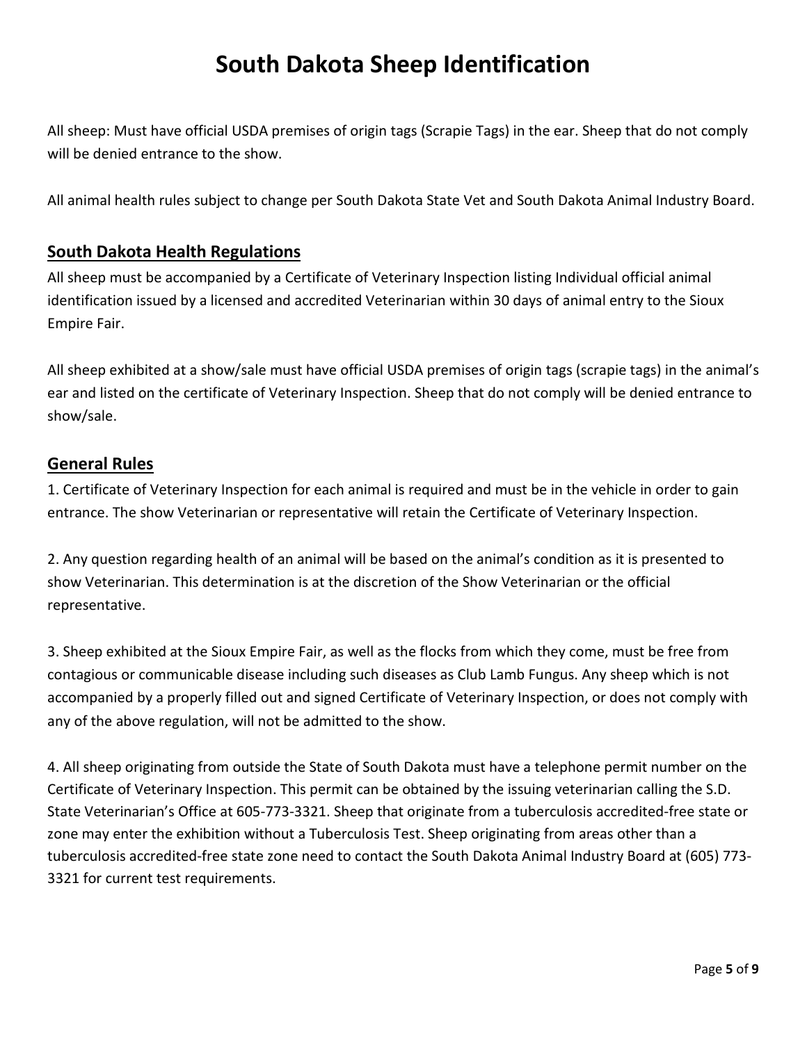# South Dakota Sheep Identification

All sheep: Must have official USDA premises of origin tags (Scrapie Tags) in the ear. Sheep that do not comply will be denied entrance to the show.

All animal health rules subject to change per South Dakota State Vet and South Dakota Animal Industry Board.

## South Dakota Health Regulations

All sheep must be accompanied by a Certificate of Veterinary Inspection listing Individual official animal identification issued by a licensed and accredited Veterinarian within 30 days of animal entry to the Sioux Empire Fair.

All sheep exhibited at a show/sale must have official USDA premises of origin tags (scrapie tags) in the animal's ear and listed on the certificate of Veterinary Inspection. Sheep that do not comply will be denied entrance to show/sale.

## General Rules

1. Certificate of Veterinary Inspection for each animal is required and must be in the vehicle in order to gain entrance. The show Veterinarian or representative will retain the Certificate of Veterinary Inspection.

2. Any question regarding health of an animal will be based on the animal's condition as it is presented to show Veterinarian. This determination is at the discretion of the Show Veterinarian or the official representative.

3. Sheep exhibited at the Sioux Empire Fair, as well as the flocks from which they come, must be free from contagious or communicable disease including such diseases as Club Lamb Fungus. Any sheep which is not accompanied by a properly filled out and signed Certificate of Veterinary Inspection, or does not comply with any of the above regulation, will not be admitted to the show.

4. All sheep originating from outside the State of South Dakota must have a telephone permit number on the Certificate of Veterinary Inspection. This permit can be obtained by the issuing veterinarian calling the S.D. State Veterinarian's Office at 605-773-3321. Sheep that originate from a tuberculosis accredited-free state or zone may enter the exhibition without a Tuberculosis Test. Sheep originating from areas other than a tuberculosis accredited-free state zone need to contact the South Dakota Animal Industry Board at (605) 773-3321 for current test requirements.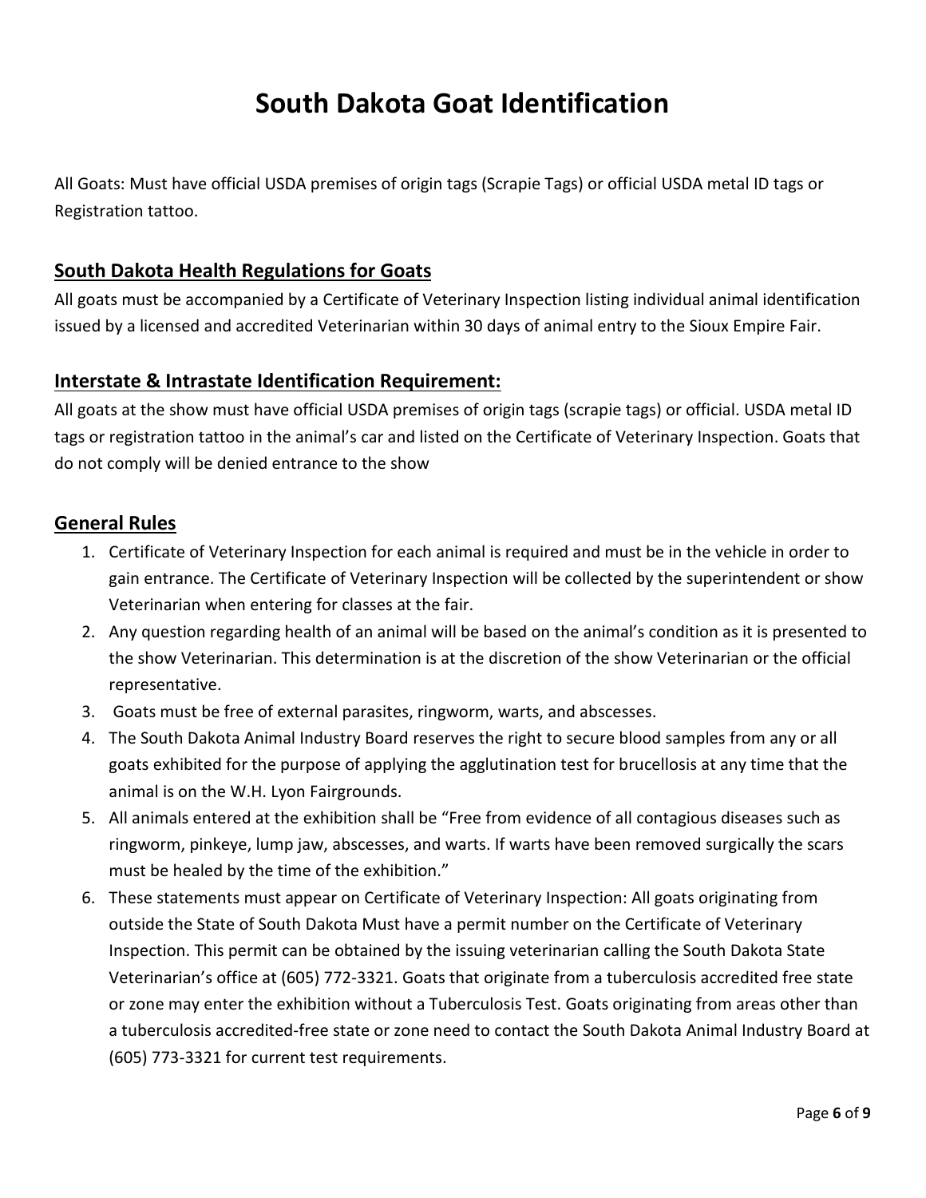# South Dakota Goat Identification

All Goats: Must have official USDA premises of origin tags (Scrapie Tags) or official USDA metal ID tags or Registration tattoo.

## South Dakota Health Regulations for Goats

All goats must be accompanied by a Certificate of Veterinary Inspection listing individual animal identification issued by a licensed and accredited Veterinarian within 30 days of animal entry to the Sioux Empire Fair.

## Interstate & Intrastate Identification Requirement:

All goats at the show must have official USDA premises of origin tags (scrapie tags) or official. USDA metal ID tags or registration tattoo in the animal's car and listed on the Certificate of Veterinary Inspection. Goats that do not comply will be denied entrance to the show

## General Rules

1. Certificate of Veterinary Inspection for each animal is required and must be in the vehicle in order to gain entrance. The Certificate of Veterinary Inspection will be collected by the superintendent or show Veterinarian when entering for classes at the fair.
2. Any question regarding health of an animal will be based on the animal's condition as it is presented to the show Veterinarian. This determination is at the discretion of the show Veterinarian or the official representative.
3. Goats must be free of external parasites, ringworm, warts, and abscesses.
4. The South Dakota Animal Industry Board reserves the right to secure blood samples from any or all goats exhibited for the purpose of applying the agglutination test for brucellosis at any time that the animal is on the W.H. Lyon Fairgrounds.
5. All animals entered at the exhibition shall be "Free from evidence of all contagious diseases such as ringworm, pinkeye, lump jaw, abscesses, and warts. If warts have been removed surgically the scars must be healed by the time of the exhibition."
6. These statements must appear on Certificate of Veterinary Inspection: All goats originating from outside the State of South Dakota Must have a permit number on the Certificate of Veterinary Inspection. This permit can be obtained by the issuing veterinarian calling the South Dakota State Veterinarian's office at (605) 772-3321. Goats that originate from a tuberculosis accredited free state or zone may enter the exhibition without a Tuberculosis Test. Goats originating from areas other than a tuberculosis accredited-free state or zone need to contact the South Dakota Animal Industry Board at (605) 773-3321 for current test requirements.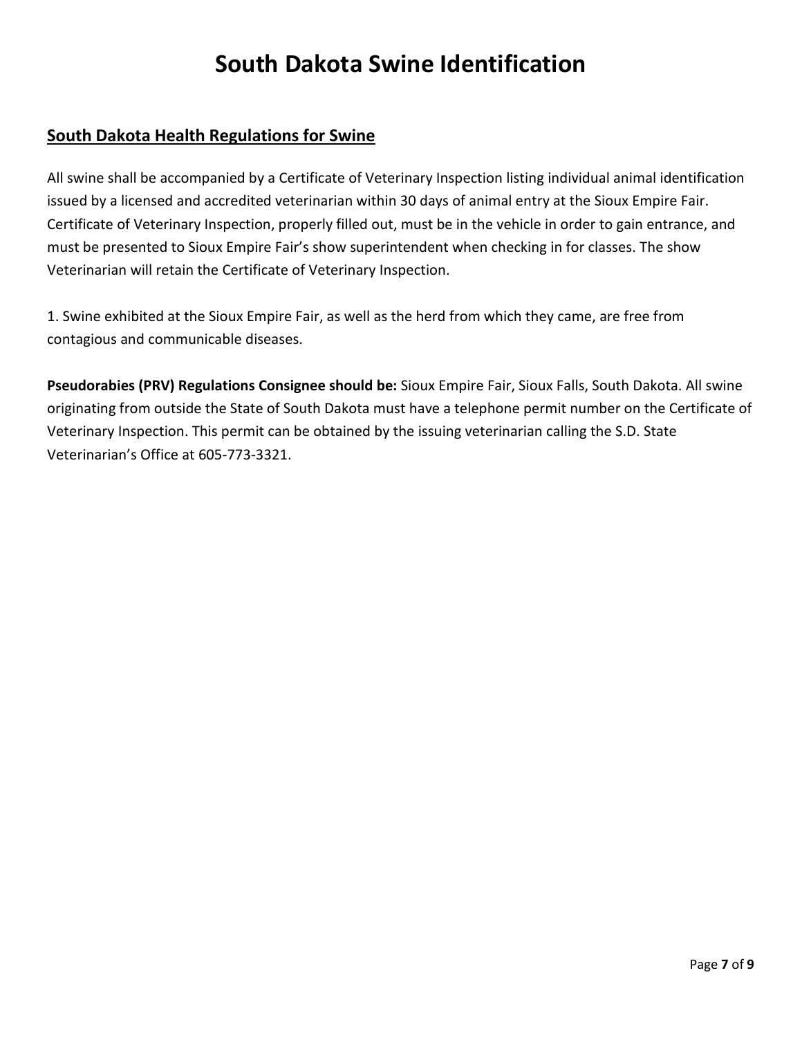# South Dakota Swine Identification

## South Dakota Health Regulations for Swine

All swine shall be accompanied by a Certificate of Veterinary Inspection listing individual animal identification issued by a licensed and accredited veterinarian within 30 days of animal entry at the Sioux Empire Fair. Certificate of Veterinary Inspection, properly filled out, must be in the vehicle in order to gain entrance, and must be presented to Sioux Empire Fair's show superintendent when checking in for classes. The show Veterinarian will retain the Certificate of Veterinary Inspection.

1. Swine exhibited at the Sioux Empire Fair, as well as the herd from which they came, are free from contagious and communicable diseases.

**Pseudorabies (PRV) Regulations Consignee should be:** Sioux Empire Fair, Sioux Falls, South Dakota. All swine originating from outside the State of South Dakota must have a telephone permit number on the Certificate of Veterinary Inspection. This permit can be obtained by the issuing veterinarian calling the S.D. State Veterinarian's Office at 605-773-3321.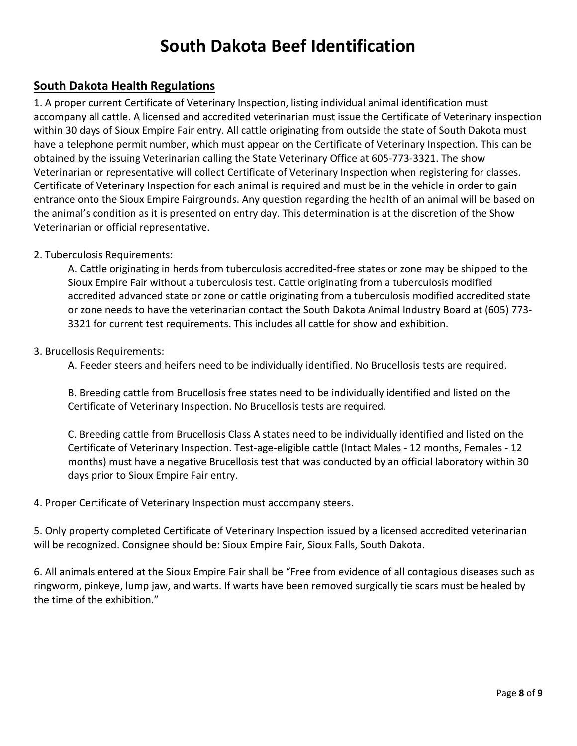# South Dakota Beef Identification

## South Dakota Health Regulations

1. A proper current Certificate of Veterinary Inspection, listing individual animal identification must accompany all cattle. A licensed and accredited veterinarian must issue the Certificate of Veterinary inspection within 30 days of Sioux Empire Fair entry. All cattle originating from outside the state of South Dakota must have a telephone permit number, which must appear on the Certificate of Veterinary Inspection. This can be obtained by the issuing Veterinarian calling the State Veterinary Office at 605-773-3321. The show Veterinarian or representative will collect Certificate of Veterinary Inspection when registering for classes. Certificate of Veterinary Inspection for each animal is required and must be in the vehicle in order to gain entrance onto the Sioux Empire Fairgrounds. Any question regarding the health of an animal will be based on the animal's condition as it is presented on entry day. This determination is at the discretion of the Show Veterinarian or official representative.

2. Tuberculosis Requirements:

   A. Cattle originating in herds from tuberculosis accredited-free states or zone may be shipped to the Sioux Empire Fair without a tuberculosis test. Cattle originating from a tuberculosis modified accredited advanced state or zone or cattle originating from a tuberculosis modified accredited state or zone needs to have the veterinarian contact the South Dakota Animal Industry Board at (605) 773-3321 for current test requirements. This includes all cattle for show and exhibition.

3. Brucellosis Requirements:

   A. Feeder steers and heifers need to be individually identified. No Brucellosis tests are required.

   B. Breeding cattle from Brucellosis free states need to be individually identified and listed on the Certificate of Veterinary Inspection. No Brucellosis tests are required.

   C. Breeding cattle from Brucellosis Class A states need to be individually identified and listed on the Certificate of Veterinary Inspection. Test-age-eligible cattle (Intact Males - 12 months, Females - 12 months) must have a negative Brucellosis test that was conducted by an official laboratory within 30 days prior to Sioux Empire Fair entry.

4. Proper Certificate of Veterinary Inspection must accompany steers.

5. Only property completed Certificate of Veterinary Inspection issued by a licensed accredited veterinarian will be recognized. Consignee should be: Sioux Empire Fair, Sioux Falls, South Dakota.

6. All animals entered at the Sioux Empire Fair shall be "Free from evidence of all contagious diseases such as ringworm, pinkeye, lump jaw, and warts. If warts have been removed surgically tie scars must be healed by the time of the exhibition."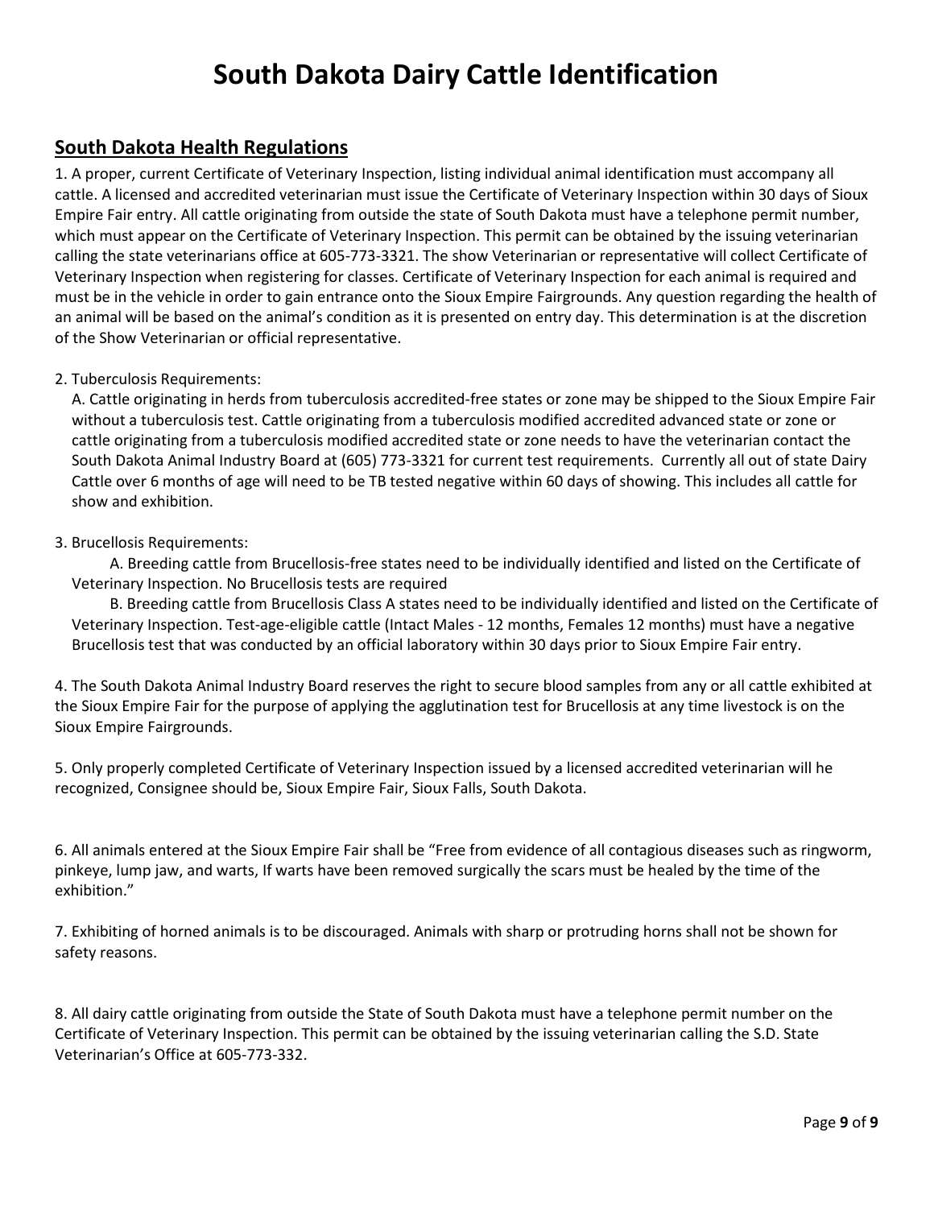# South Dakota Dairy Cattle Identification

## South Dakota Health Regulations

1. A proper, current Certificate of Veterinary Inspection, listing individual animal identification must accompany all cattle. A licensed and accredited veterinarian must issue the Certificate of Veterinary Inspection within 30 days of Sioux Empire Fair entry. All cattle originating from outside the state of South Dakota must have a telephone permit number, which must appear on the Certificate of Veterinary Inspection. This permit can be obtained by the issuing veterinarian calling the state veterinarians office at 605-773-3321. The show Veterinarian or representative will collect Certificate of Veterinary Inspection when registering for classes. Certificate of Veterinary Inspection for each animal is required and must be in the vehicle in order to gain entrance onto the Sioux Empire Fairgrounds. Any question regarding the health of an animal will be based on the animal's condition as it is presented on entry day. This determination is at the discretion of the Show Veterinarian or official representative.

2. Tuberculosis Requirements:

   A. Cattle originating in herds from tuberculosis accredited-free states or zone may be shipped to the Sioux Empire Fair without a tuberculosis test. Cattle originating from a tuberculosis modified accredited advanced state or zone or cattle originating from a tuberculosis modified accredited state or zone needs to have the veterinarian contact the South Dakota Animal Industry Board at (605) 773-3321 for current test requirements. Currently all out of state Dairy Cattle over 6 months of age will need to be TB tested negative within 60 days of showing. This includes all cattle for show and exhibition.

3. Brucellosis Requirements:

   A. Breeding cattle from Brucellosis-free states need to be individually identified and listed on the Certificate of Veterinary Inspection. No Brucellosis tests are required

   B. Breeding cattle from Brucellosis Class A states need to be individually identified and listed on the Certificate of Veterinary Inspection. Test-age-eligible cattle (Intact Males - 12 months, Females 12 months) must have a negative Brucellosis test that was conducted by an official laboratory within 30 days prior to Sioux Empire Fair entry.

4. The South Dakota Animal Industry Board reserves the right to secure blood samples from any or all cattle exhibited at the Sioux Empire Fair for the purpose of applying the agglutination test for Brucellosis at any time livestock is on the Sioux Empire Fairgrounds.

5. Only properly completed Certificate of Veterinary Inspection issued by a licensed accredited veterinarian will he recognized, Consignee should be, Sioux Empire Fair, Sioux Falls, South Dakota.

6. All animals entered at the Sioux Empire Fair shall be "Free from evidence of all contagious diseases such as ringworm, pinkeye, lump jaw, and warts, If warts have been removed surgically the scars must be healed by the time of the exhibition."

7. Exhibiting of horned animals is to be discouraged. Animals with sharp or protruding horns shall not be shown for safety reasons.

8. All dairy cattle originating from outside the State of South Dakota must have a telephone permit number on the Certificate of Veterinary Inspection. This permit can be obtained by the issuing veterinarian calling the S.D. State Veterinarian's Office at 605-773-332.